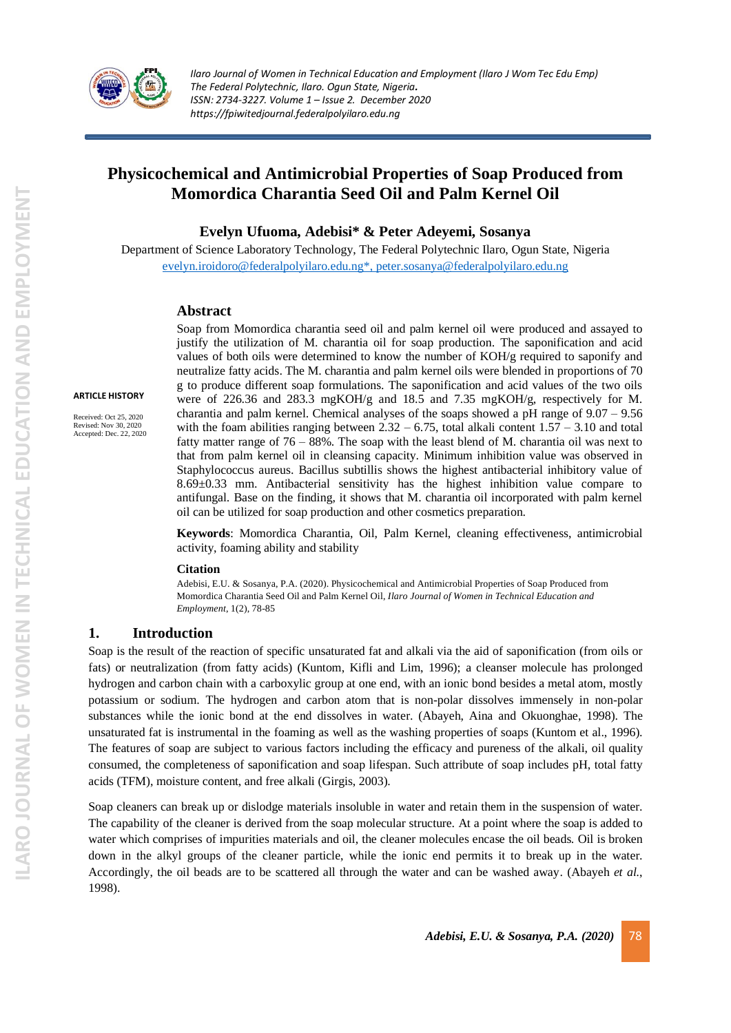# Physicochemical and Antimicrobial Properties of Soap Produced from Momordica Charantia Seed Oil and Palm Kernel Oil

**Evelyn Ufuoma, Adebisi* & Peter Adeyemi, Sosanya**

Department of Science Laboratory Technology, The Federal Polytechnic Ilaro, Ogun State, Nigeria

evelyn.iroidoro@federalpolyilaro.edu.ng*, peter.sosanya@federalpolyilaro.edu.ng

**ARTICLE HISTORY**

Received: Oct 25, 2020
Revised: Nov 30, 2020
Accepted: Dec. 22, 2020

## Abstract

Soap from Momordica charantia seed oil and palm kernel oil were produced and assayed to justify the utilization of M. charantia oil for soap production. The saponification and acid values of both oils were determined to know the number of KOH/g required to saponify and neutralize fatty acids. The M. charantia and palm kernel oils were blended in proportions of 70 g to produce different soap formulations. The saponification and acid values of the two oils were of 226.36 and 283.3 mgKOH/g and 18.5 and 7.35 mgKOH/g, respectively for M. charantia and palm kernel. Chemical analyses of the soaps showed a pH range of 9.07 – 9.56 with the foam abilities ranging between 2.32 – 6.75, total alkali content 1.57 – 3.10 and total fatty matter range of 76 – 88%. The soap with the least blend of M. charantia oil was next to that from palm kernel oil in cleansing capacity. Minimum inhibition value was observed in Staphylococcus aureus. Bacillus subtillis shows the highest antibacterial inhibitory value of 8.69±0.33 mm. Antibacterial sensitivity has the highest inhibition value compare to antifungal. Base on the finding, it shows that M. charantia oil incorporated with palm kernel oil can be utilized for soap production and other cosmetics preparation.

**Keywords**: Momordica Charantia, Oil, Palm Kernel, cleaning effectiveness, antimicrobial activity, foaming ability and stability

**Citation**

Adebisi, E.U. & Sosanya, P.A. (2020). Physicochemical and Antimicrobial Properties of Soap Produced from Momordica Charantia Seed Oil and Palm Kernel Oil, *Ilaro Journal of Women in Technical Education and Employment*, 1(2), 78-85

## 1. Introduction

Soap is the result of the reaction of specific unsaturated fat and alkali via the aid of saponification (from oils or fats) or neutralization (from fatty acids) (Kuntom, Kifli and Lim, 1996); a cleanser molecule has prolonged hydrogen and carbon chain with a carboxylic group at one end, with an ionic bond besides a metal atom, mostly potassium or sodium. The hydrogen and carbon atom that is non-polar dissolves immensely in non-polar substances while the ionic bond at the end dissolves in water. (Abayeh, Aina and Okuonghae, 1998). The unsaturated fat is instrumental in the foaming as well as the washing properties of soaps (Kuntom et al., 1996). The features of soap are subject to various factors including the efficacy and pureness of the alkali, oil quality consumed, the completeness of saponification and soap lifespan. Such attribute of soap includes pH, total fatty acids (TFM), moisture content, and free alkali (Girgis, 2003).

Soap cleaners can break up or dislodge materials insoluble in water and retain them in the suspension of water. The capability of the cleaner is derived from the soap molecular structure. At a point where the soap is added to water which comprises of impurities materials and oil, the cleaner molecules encase the oil beads. Oil is broken down in the alkyl groups of the cleaner particle, while the ionic end permits it to break up in the water. Accordingly, the oil beads are to be scattered all through the water and can be washed away. (Abayeh *et al.*, 1998).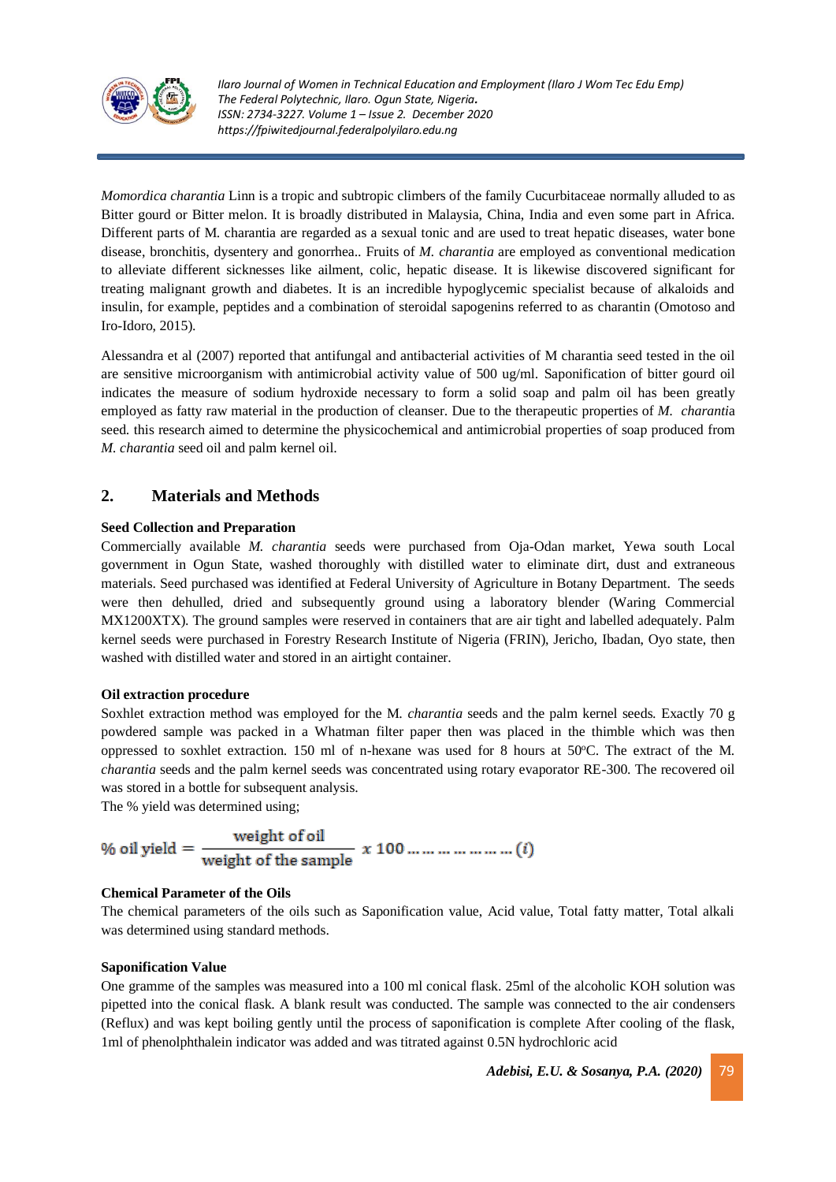*Momordica charantia* Linn is a tropic and subtropic climbers of the family Cucurbitaceae normally alluded to as Bitter gourd or Bitter melon. It is broadly distributed in Malaysia, China, India and even some part in Africa. Different parts of M. charantia are regarded as a sexual tonic and are used to treat hepatic diseases, water bone disease, bronchitis, dysentery and gonorrhea.. Fruits of *M. charantia* are employed as conventional medication to alleviate different sicknesses like ailment, colic, hepatic disease. It is likewise discovered significant for treating malignant growth and diabetes. It is an incredible hypoglycemic specialist because of alkaloids and insulin, for example, peptides and a combination of steroidal sapogenins referred to as charantin (Omotoso and Iro-Idoro, 2015).

Alessandra et al (2007) reported that antifungal and antibacterial activities of M charantia seed tested in the oil are sensitive microorganism with antimicrobial activity value of 500 ug/ml. Saponification of bitter gourd oil indicates the measure of sodium hydroxide necessary to form a solid soap and palm oil has been greatly employed as fatty raw material in the production of cleanser. Due to the therapeutic properties of *M. charantia* seed. this research aimed to determine the physicochemical and antimicrobial properties of soap produced from *M. charantia* seed oil and palm kernel oil.

## 2. Materials and Methods

**Seed Collection and Preparation**

Commercially available *M. charantia* seeds were purchased from Oja-Odan market, Yewa south Local government in Ogun State, washed thoroughly with distilled water to eliminate dirt, dust and extraneous materials. Seed purchased was identified at Federal University of Agriculture in Botany Department. The seeds were then dehulled, dried and subsequently ground using a laboratory blender (Waring Commercial MX1200XTX). The ground samples were reserved in containers that are air tight and labelled adequately. Palm kernel seeds were purchased in Forestry Research Institute of Nigeria (FRIN), Jericho, Ibadan, Oyo state, then washed with distilled water and stored in an airtight container.

**Oil extraction procedure**

Soxhlet extraction method was employed for the M. *charantia* seeds and the palm kernel seeds. Exactly 70 g powdered sample was packed in a Whatman filter paper then was placed in the thimble which was then oppressed to soxhlet extraction. 150 ml of n-hexane was used for 8 hours at 50°C. The extract of the M. *charantia* seeds and the palm kernel seeds was concentrated using rotary evaporator RE-300. The recovered oil was stored in a bottle for subsequent analysis.

The % yield was determined using;

$$\%\ \text{oil yield} = \frac{\text{weight of oil}}{\text{weight of the sample}}\ x\ 100 \ldots\ldots\ldots\ldots\ldots\ldots\ldots (i)$$

**Chemical Parameter of the Oils**

The chemical parameters of the oils such as Saponification value, Acid value, Total fatty matter, Total alkali was determined using standard methods.

**Saponification Value**

One gramme of the samples was measured into a 100 ml conical flask. 25ml of the alcoholic KOH solution was pipetted into the conical flask. A blank result was conducted. The sample was connected to the air condensers (Reflux) and was kept boiling gently until the process of saponification is complete After cooling of the flask, 1ml of phenolphthalein indicator was added and was titrated against 0.5N hydrochloric acid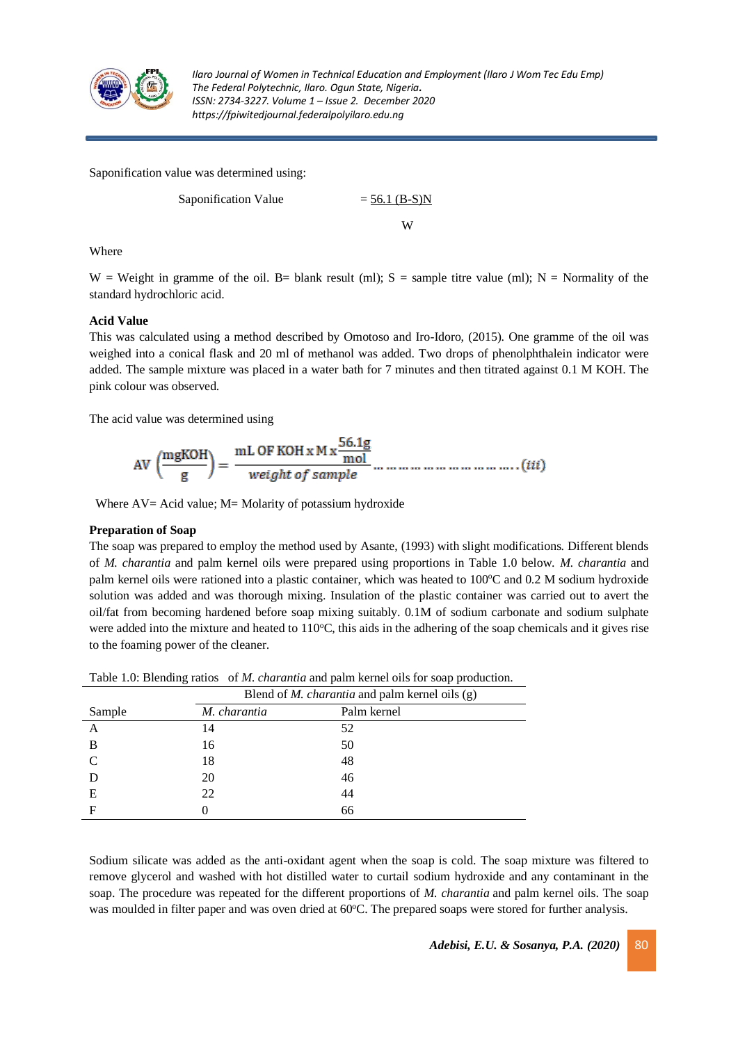Saponification value was determined using:

$$\text{Saponification Value} = \frac{56.1\,(B-S)N}{W}$$

Where

W = Weight in gramme of the oil. B= blank result (ml); S = sample titre value (ml); N = Normality of the standard hydrochloric acid.

**Acid Value**

This was calculated using a method described by Omotoso and Iro-Idoro, (2015). One gramme of the oil was weighed into a conical flask and 20 ml of methanol was added. Two drops of phenolphthalein indicator were added. The sample mixture was placed in a water bath for 7 minutes and then titrated against 0.1 M KOH. The pink colour was observed.

The acid value was determined using

$$AV\left(\frac{\text{mgKOH}}{\text{g}}\right) = \frac{\text{mL OF KOH} \times M \times \frac{56.1\text{g}}{\text{mol}}}{\textit{weight of sample}} \quad \ldots\ldots\ldots\ldots\ldots\ldots\ldots\ldots (iii)$$

Where AV= Acid value; M= Molarity of potassium hydroxide

**Preparation of Soap**

The soap was prepared to employ the method used by Asante, (1993) with slight modifications. Different blends of *M. charantia* and palm kernel oils were prepared using proportions in Table 1.0 below. *M. charantia* and palm kernel oils were rationed into a plastic container, which was heated to 100°C and 0.2 M sodium hydroxide solution was added and was thorough mixing. Insulation of the plastic container was carried out to avert the oil/fat from becoming hardened before soap mixing suitably. 0.1M of sodium carbonate and sodium sulphate were added into the mixture and heated to 110°C, this aids in the adhering of the soap chemicals and it gives rise to the foaming power of the cleaner.

Table 1.0: Blending ratios of *M. charantia* and palm kernel oils for soap production.

| | Blend of *M. charantia* and palm kernel oils (g) | |
|---|---|---|
| Sample | *M. charantia* | Palm kernel |
| A | 14 | 52 |
| B | 16 | 50 |
| C | 18 | 48 |
| D | 20 | 46 |
| E | 22 | 44 |
| F | 0 | 66 |

Sodium silicate was added as the anti-oxidant agent when the soap is cold. The soap mixture was filtered to remove glycerol and washed with hot distilled water to curtail sodium hydroxide and any contaminant in the soap. The procedure was repeated for the different proportions of *M. charantia* and palm kernel oils. The soap was moulded in filter paper and was oven dried at 60°C. The prepared soaps were stored for further analysis.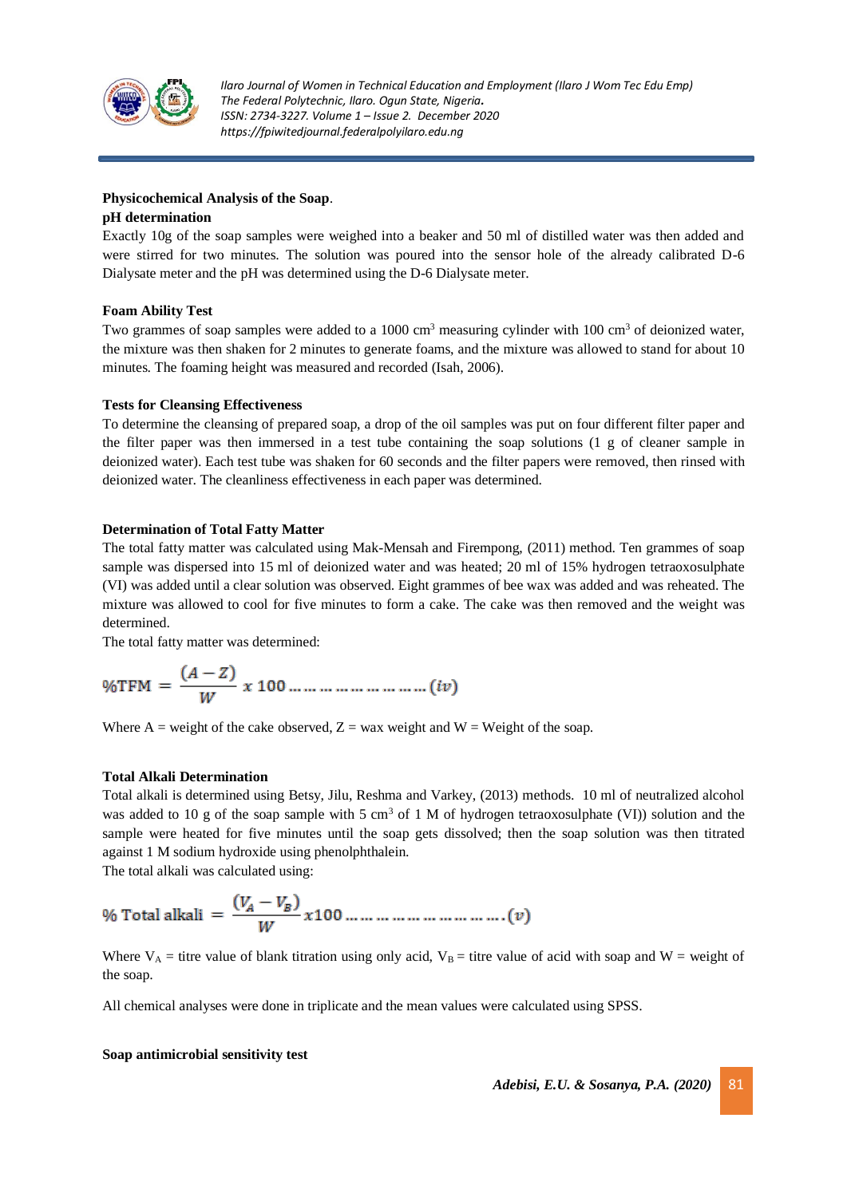**Physicochemical Analysis of the Soap**.

**pH determination**

Exactly 10g of the soap samples were weighed into a beaker and 50 ml of distilled water was then added and were stirred for two minutes. The solution was poured into the sensor hole of the already calibrated D-6 Dialysate meter and the pH was determined using the D-6 Dialysate meter.

**Foam Ability Test**

Two grammes of soap samples were added to a 1000 $cm^3$ measuring cylinder with 100 $cm^3$ of deionized water, the mixture was then shaken for 2 minutes to generate foams, and the mixture was allowed to stand for about 10 minutes. The foaming height was measured and recorded (Isah, 2006).

**Tests for Cleansing Effectiveness**

To determine the cleansing of prepared soap, a drop of the oil samples was put on four different filter paper and the filter paper was then immersed in a test tube containing the soap solutions (1 g of cleaner sample in deionized water). Each test tube was shaken for 60 seconds and the filter papers were removed, then rinsed with deionized water. The cleanliness effectiveness in each paper was determined.

**Determination of Total Fatty Matter**

The total fatty matter was calculated using Mak-Mensah and Firempong, (2011) method. Ten grammes of soap sample was dispersed into 15 ml of deionized water and was heated; 20 ml of 15% hydrogen tetraoxosulphate (VI) was added until a clear solution was observed. Eight grammes of bee wax was added and was reheated. The mixture was allowed to cool for five minutes to form a cake. The cake was then removed and the weight was determined.

The total fatty matter was determined:

$$\%TFM = \frac{(A - Z)}{W} \, x \, 100 \ldots\ldots\ldots\ldots\ldots\ldots\ldots\ldots (iv)$$

Where A = weight of the cake observed, Z = wax weight and W = Weight of the soap.

**Total Alkali Determination**

Total alkali is determined using Betsy, Jilu, Reshma and Varkey, (2013) methods. 10 ml of neutralized alcohol was added to 10 g of the soap sample with 5 $cm^3$ of 1 M of hydrogen tetraoxosulphate (VI)) solution and the sample were heated for five minutes until the soap gets dissolved; then the soap solution was then titrated against 1 M sodium hydroxide using phenolphthalein.

The total alkali was calculated using:

$$\% \text{ Total alkali } = \frac{(V_A - V_B)}{W} x100 \ldots\ldots\ldots\ldots\ldots\ldots\ldots\ldots (v)$$

Where $V_A$ = titre value of blank titration using only acid, $V_B$ = titre value of acid with soap and W = weight of the soap.

All chemical analyses were done in triplicate and the mean values were calculated using SPSS.

**Soap antimicrobial sensitivity test**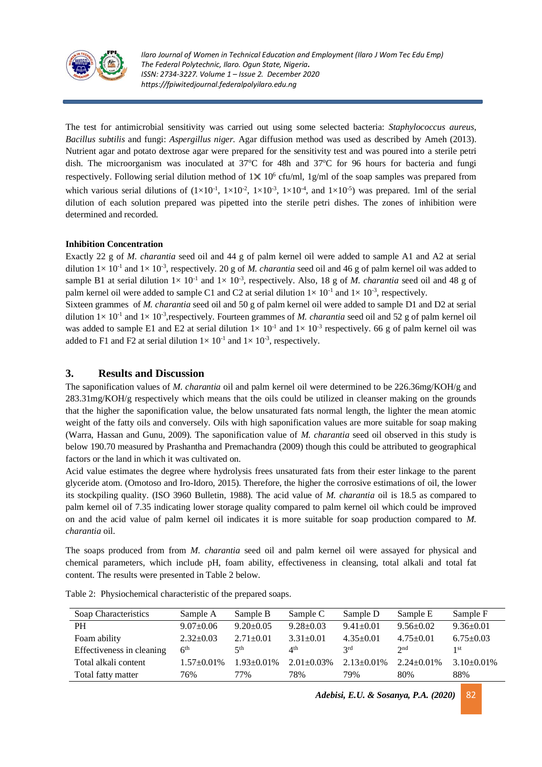The test for antimicrobial sensitivity was carried out using some selected bacteria: *Staphylococcus aureus*, *Bacillus subtilis* and fungi: *Aspergillus niger*. Agar diffusion method was used as described by Ameh (2013). Nutrient agar and potato dextrose agar were prepared for the sensitivity test and was poured into a sterile petri dish. The microorganism was inoculated at 37°C for 48h and 37°C for 96 hours for bacteria and fungi respectively. Following serial dilution method of $1\times 10^{6}$ cfu/ml, 1g/ml of the soap samples was prepared from which various serial dilutions of ($1\times10^{-1}$, $1\times10^{-2}$, $1\times10^{-3}$, $1\times10^{-4}$, and $1\times10^{-5}$) was prepared. 1ml of the serial dilution of each solution prepared was pipetted into the sterile petri dishes. The zones of inhibition were determined and recorded.

**Inhibition Concentration**

Exactly 22 g of *M. charantia* seed oil and 44 g of palm kernel oil were added to sample A1 and A2 at serial dilution $1\times 10^{-1}$ and $1\times 10^{-3}$, respectively. 20 g of *M. charantia* seed oil and 46 g of palm kernel oil was added to sample B1 at serial dilution $1\times 10^{-1}$ and $1\times 10^{-3}$, respectively. Also, 18 g of *M. charantia* seed oil and 48 g of palm kernel oil were added to sample C1 and C2 at serial dilution $1\times 10^{-1}$ and $1\times 10^{-3}$, respectively.

Sixteen grammes of *M. charantia* seed oil and 50 g of palm kernel oil were added to sample D1 and D2 at serial dilution $1\times 10^{-1}$ and $1\times 10^{-3}$,respectively. Fourteen grammes of *M. charantia* seed oil and 52 g of palm kernel oil was added to sample E1 and E2 at serial dilution $1\times 10^{-1}$ and $1\times 10^{-3}$ respectively. 66 g of palm kernel oil was added to F1 and F2 at serial dilution $1\times 10^{-1}$ and $1\times 10^{-3}$, respectively.

## 3. Results and Discussion

The saponification values of *M. charantia* oil and palm kernel oil were determined to be 226.36mg/KOH/g and 283.31mg/KOH/g respectively which means that the oils could be utilized in cleanser making on the grounds that the higher the saponification value, the below unsaturated fats normal length, the lighter the mean atomic weight of the fatty oils and conversely. Oils with high saponification values are more suitable for soap making (Warra, Hassan and Gunu, 2009). The saponification value of *M. charantia* seed oil observed in this study is below 190.70 measured by Prashantha and Premachandra (2009) though this could be attributed to geographical factors or the land in which it was cultivated on.

Acid value estimates the degree where hydrolysis frees unsaturated fats from their ester linkage to the parent glyceride atom. (Omotoso and Iro-Idoro, 2015). Therefore, the higher the corrosive estimations of oil, the lower its stockpiling quality. (ISO 3960 Bulletin, 1988). The acid value of *M. charantia* oil is 18.5 as compared to palm kernel oil of 7.35 indicating lower storage quality compared to palm kernel oil which could be improved on and the acid value of palm kernel oil indicates it is more suitable for soap production compared to *M. charantia* oil.

The soaps produced from from *M. charantia* seed oil and palm kernel oil were assayed for physical and chemical parameters, which include pH, foam ability, effectiveness in cleansing, total alkali and total fat content. The results were presented in Table 2 below.

Table 2: Physiochemical characteristic of the prepared soaps.

| Soap Characteristics | Sample A | Sample B | Sample C | Sample D | Sample E | Sample F |
|---|---|---|---|---|---|---|
| PH | 9.07±0.06 | 9.20±0.05 | 9.28±0.03 | 9.41±0.01 | 9.56±0.02 | 9.36±0.01 |
| Foam ability | 2.32±0.03 | 2.71±0.01 | 3.31±0.01 | 4.35±0.01 | 4.75±0.01 | 6.75±0.03 |
| Effectiveness in cleaning | 6th | 5th | 4th | 3rd | 2nd | 1st |
| Total alkali content | 1.57±0.01% | 1.93±0.01% | 2.01±0.03% | 2.13±0.01% | 2.24±0.01% | 3.10±0.01% |
| Total fatty matter | 76% | 77% | 78% | 79% | 80% | 88% |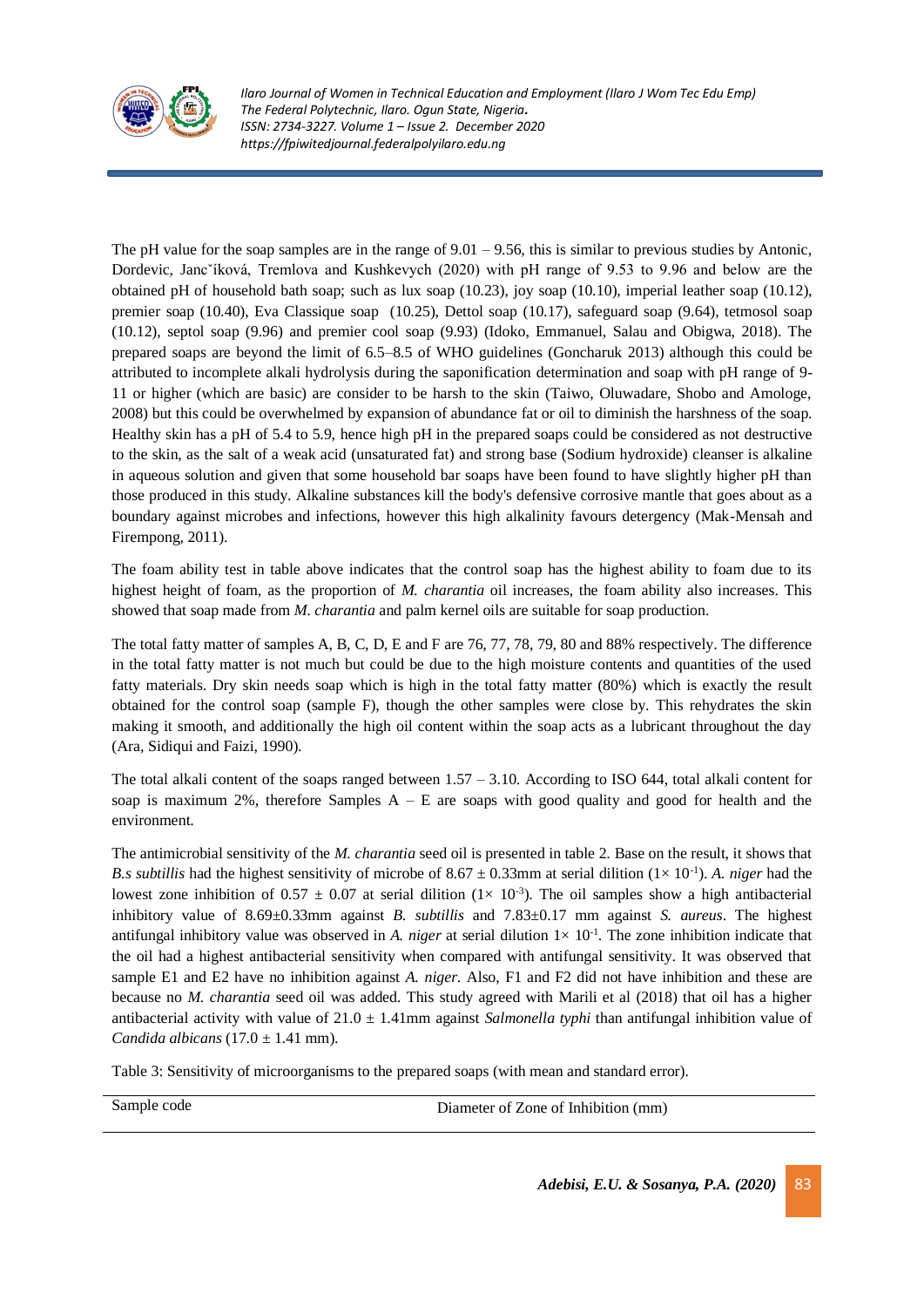The pH value for the soap samples are in the range of 9.01 – 9.56, this is similar to previous studies by Antonic, Dordevic, Jancˇíková, Tremlova and Kushkevych (2020) with pH range of 9.53 to 9.96 and below are the obtained pH of household bath soap; such as lux soap (10.23), joy soap (10.10), imperial leather soap (10.12), premier soap (10.40), Eva Classique soap (10.25), Dettol soap (10.17), safeguard soap (9.64), tetmosol soap (10.12), septol soap (9.96) and premier cool soap (9.93) (Idoko, Emmanuel, Salau and Obigwa, 2018). The prepared soaps are beyond the limit of 6.5–8.5 of WHO guidelines (Goncharuk 2013) although this could be attributed to incomplete alkali hydrolysis during the saponification determination and soap with pH range of 9-11 or higher (which are basic) are consider to be harsh to the skin (Taiwo, Oluwadare, Shobo and Amologe, 2008) but this could be overwhelmed by expansion of abundance fat or oil to diminish the harshness of the soap. Healthy skin has a pH of 5.4 to 5.9, hence high pH in the prepared soaps could be considered as not destructive to the skin, as the salt of a weak acid (unsaturated fat) and strong base (Sodium hydroxide) cleanser is alkaline in aqueous solution and given that some household bar soaps have been found to have slightly higher pH than those produced in this study. Alkaline substances kill the body's defensive corrosive mantle that goes about as a boundary against microbes and infections, however this high alkalinity favours detergency (Mak-Mensah and Firempong, 2011).

The foam ability test in table above indicates that the control soap has the highest ability to foam due to its highest height of foam, as the proportion of *M. charantia* oil increases, the foam ability also increases. This showed that soap made from *M. charantia* and palm kernel oils are suitable for soap production.

The total fatty matter of samples A, B, C, D, E and F are 76, 77, 78, 79, 80 and 88% respectively. The difference in the total fatty matter is not much but could be due to the high moisture contents and quantities of the used fatty materials. Dry skin needs soap which is high in the total fatty matter (80%) which is exactly the result obtained for the control soap (sample F), though the other samples were close by. This rehydrates the skin making it smooth, and additionally the high oil content within the soap acts as a lubricant throughout the day (Ara, Sidiqui and Faizi, 1990).

The total alkali content of the soaps ranged between 1.57 – 3.10. According to ISO 644, total alkali content for soap is maximum 2%, therefore Samples A – E are soaps with good quality and good for health and the environment.

The antimicrobial sensitivity of the *M. charantia* seed oil is presented in table 2. Base on the result, it shows that *B.s subtillis* had the highest sensitivity of microbe of 8.67 ± 0.33mm at serial dilition ($1\times 10^{-1}$). *A. niger* had the lowest zone inhibition of 0.57 ± 0.07 at serial dilition ($1\times 10^{-3}$). The oil samples show a high antibacterial inhibitory value of 8.69±0.33mm against *B. subtillis* and 7.83±0.17 mm against *S. aureus*. The highest antifungal inhibitory value was observed in *A. niger* at serial dilution $1\times 10^{-1}$. The zone inhibition indicate that the oil had a highest antibacterial sensitivity when compared with antifungal sensitivity. It was observed that sample E1 and E2 have no inhibition against *A. niger*. Also, F1 and F2 did not have inhibition and these are because no *M. charantia* seed oil was added. This study agreed with Marili et al (2018) that oil has a higher antibacterial activity with value of 21.0 ± 1.41mm against *Salmonella typhi* than antifungal inhibition value of *Candida albicans* (17.0 ± 1.41 mm).

Table 3: Sensitivity of microorganisms to the prepared soaps (with mean and standard error).

| Sample code | Diameter of Zone of Inhibition (mm) |
|---|---|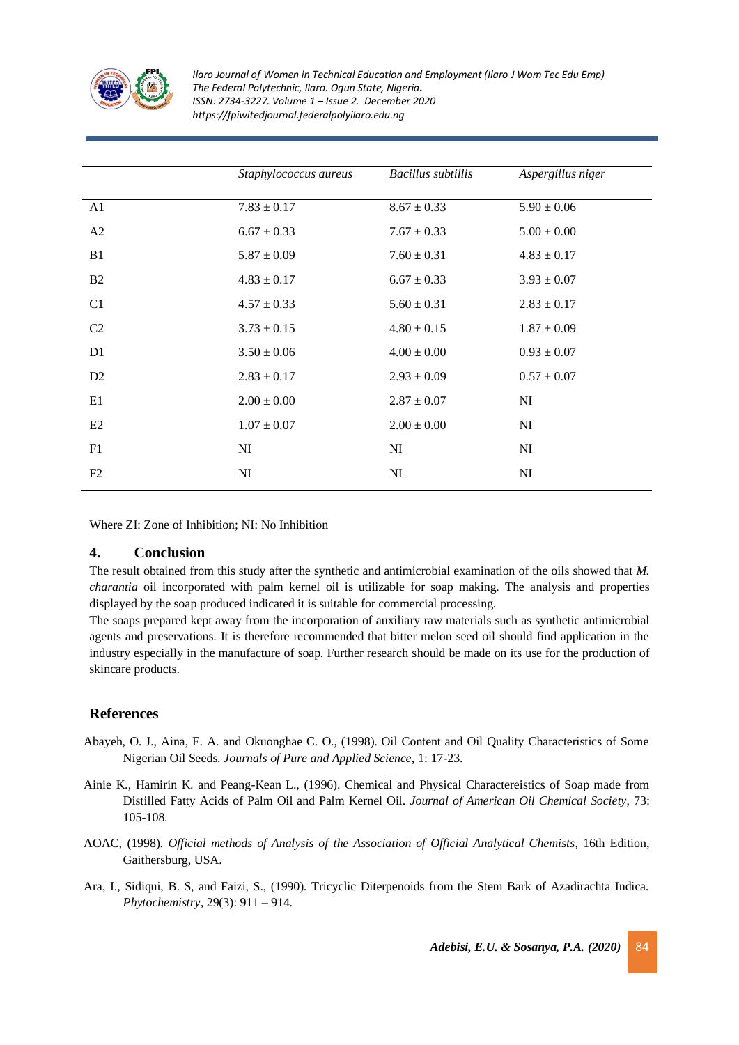| | *Staphylococcus aureus* | *Bacillus subtillis* | *Aspergillus niger* |
|---|---|---|---|
| A1 | 7.83 ± 0.17 | 8.67 ± 0.33 | 5.90 ± 0.06 |
| A2 | 6.67 ± 0.33 | 7.67 ± 0.33 | 5.00 ± 0.00 |
| B1 | 5.87 ± 0.09 | 7.60 ± 0.31 | 4.83 ± 0.17 |
| B2 | 4.83 ± 0.17 | 6.67 ± 0.33 | 3.93 ± 0.07 |
| C1 | 4.57 ± 0.33 | 5.60 ± 0.31 | 2.83 ± 0.17 |
| C2 | 3.73 ± 0.15 | 4.80 ± 0.15 | 1.87 ± 0.09 |
| D1 | 3.50 ± 0.06 | 4.00 ± 0.00 | 0.93 ± 0.07 |
| D2 | 2.83 ± 0.17 | 2.93 ± 0.09 | 0.57 ± 0.07 |
| E1 | 2.00 ± 0.00 | 2.87 ± 0.07 | NI |
| E2 | 1.07 ± 0.07 | 2.00 ± 0.00 | NI |
| F1 | NI | NI | NI |
| F2 | NI | NI | NI |

Where ZI: Zone of Inhibition; NI: No Inhibition

## 4. Conclusion

The result obtained from this study after the synthetic and antimicrobial examination of the oils showed that *M. charantia* oil incorporated with palm kernel oil is utilizable for soap making. The analysis and properties displayed by the soap produced indicated it is suitable for commercial processing.

The soaps prepared kept away from the incorporation of auxiliary raw materials such as synthetic antimicrobial agents and preservations. It is therefore recommended that bitter melon seed oil should find application in the industry especially in the manufacture of soap. Further research should be made on its use for the production of skincare products.

## References

Abayeh, O. J., Aina, E. A. and Okuonghae C. O., (1998). Oil Content and Oil Quality Characteristics of Some Nigerian Oil Seeds. *Journals of Pure and Applied Science*, 1: 17-23.

Ainie K., Hamirin K. and Peang-Kean L., (1996). Chemical and Physical Charactereistics of Soap made from Distilled Fatty Acids of Palm Oil and Palm Kernel Oil. *Journal of American Oil Chemical Society*, 73: 105-108.

AOAC, (1998). *Official methods of Analysis of the Association of Official Analytical Chemists*, 16th Edition, Gaithersburg, USA.

Ara, I., Sidiqui, B. S, and Faizi, S., (1990). Tricyclic Diterpenoids from the Stem Bark of Azadirachta Indica. *Phytochemistry*, 29(3): 911 – 914.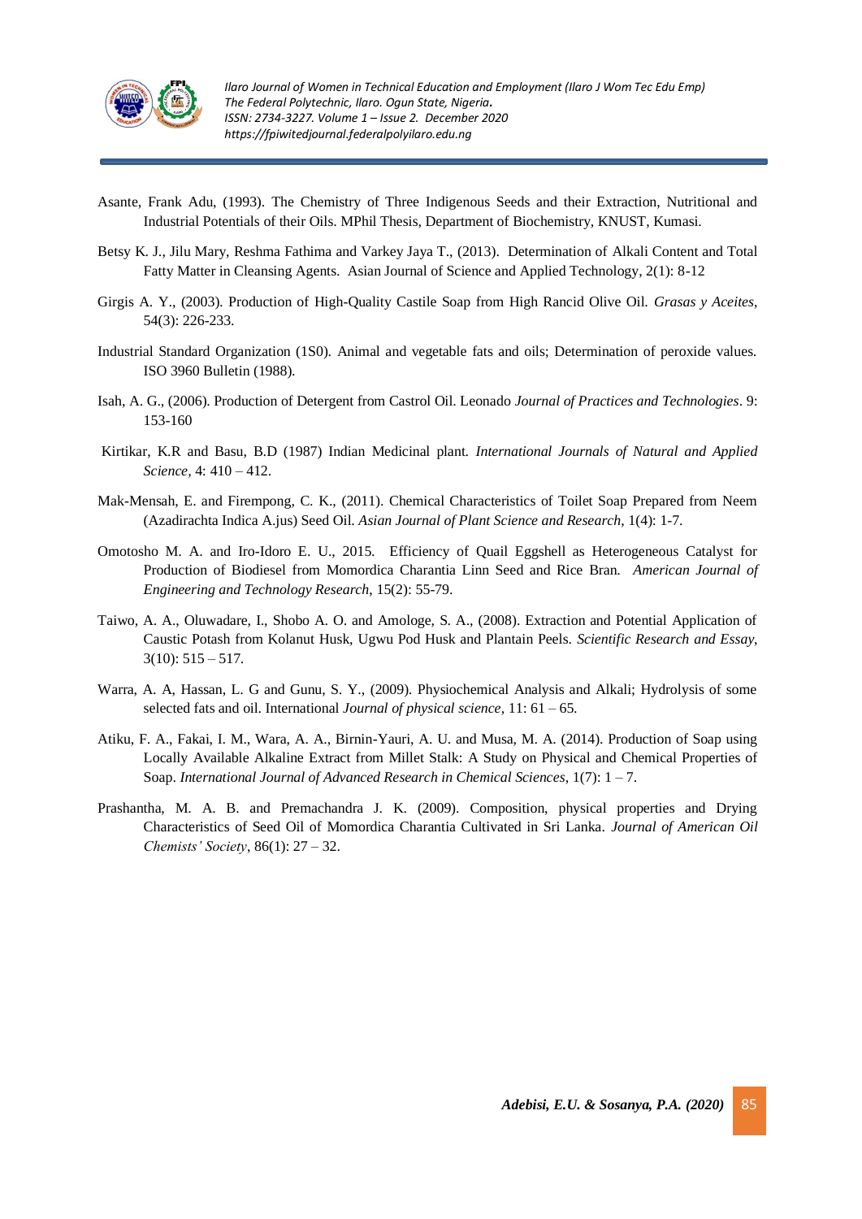Asante, Frank Adu, (1993). The Chemistry of Three Indigenous Seeds and their Extraction, Nutritional and Industrial Potentials of their Oils. MPhil Thesis, Department of Biochemistry, KNUST, Kumasi.

Betsy K. J., Jilu Mary, Reshma Fathima and Varkey Jaya T., (2013). Determination of Alkali Content and Total Fatty Matter in Cleansing Agents. Asian Journal of Science and Applied Technology, 2(1): 8-12

Girgis A. Y., (2003). Production of High-Quality Castile Soap from High Rancid Olive Oil. *Grasas y Aceites*, 54(3): 226-233.

Industrial Standard Organization (1S0). Animal and vegetable fats and oils; Determination of peroxide values. ISO 3960 Bulletin (1988).

Isah, A. G., (2006). Production of Detergent from Castrol Oil. Leonado *Journal of Practices and Technologies*. 9: 153-160

Kirtikar, K.R and Basu, B.D (1987) Indian Medicinal plant. *International Journals of Natural and Applied Science*, 4: 410 – 412.

Mak-Mensah, E. and Firempong, C. K., (2011). Chemical Characteristics of Toilet Soap Prepared from Neem (Azadirachta Indica A.jus) Seed Oil. *Asian Journal of Plant Science and Research*, 1(4): 1-7.

Omotosho M. A. and Iro-Idoro E. U., 2015. Efficiency of Quail Eggshell as Heterogeneous Catalyst for Production of Biodiesel from Momordica Charantia Linn Seed and Rice Bran. *American Journal of Engineering and Technology Research*, 15(2): 55-79.

Taiwo, A. A., Oluwadare, I., Shobo A. O. and Amologe, S. A., (2008). Extraction and Potential Application of Caustic Potash from Kolanut Husk, Ugwu Pod Husk and Plantain Peels. *Scientific Research and Essay*, 3(10): 515 – 517.

Warra, A. A, Hassan, L. G and Gunu, S. Y., (2009). Physiochemical Analysis and Alkali; Hydrolysis of some selected fats and oil. International *Journal of physical science*, 11: 61 – 65.

Atiku, F. A., Fakai, I. M., Wara, A. A., Birnin-Yauri, A. U. and Musa, M. A. (2014). Production of Soap using Locally Available Alkaline Extract from Millet Stalk: A Study on Physical and Chemical Properties of Soap. *International Journal of Advanced Research in Chemical Sciences*, 1(7): 1 – 7.

Prashantha, M. A. B. and Premachandra J. K. (2009). Composition, physical properties and Drying Characteristics of Seed Oil of Momordica Charantia Cultivated in Sri Lanka. *Journal of American Oil Chemists' Society*, 86(1): 27 – 32.